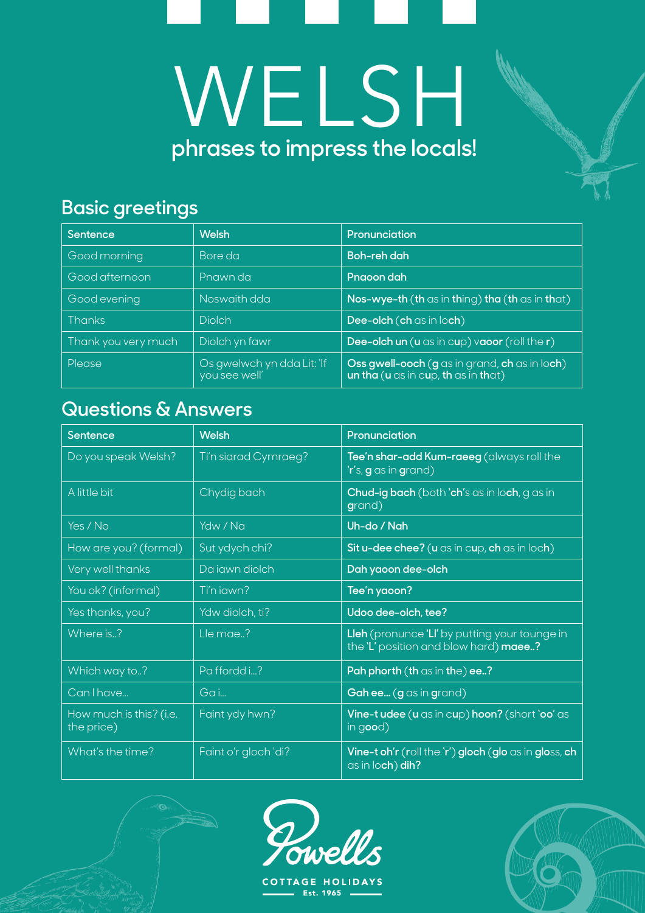# WELSH

## phrases to impress the locals!

### Basic greetings

| Sentence | Welsh | Pronunciation |
|---|---|---|
| Good morning | Bore da | **Boh-reh dah** |
| Good afternoon | Pnawn da | **Pnaoon dah** |
| Good evening | Noswaith dda | **Nos-wye-th** (**th** as in **th**ing) **tha** (**th** as in **th**at) |
| Thanks | Diolch | **Dee-olch** (**ch** as in lo**ch**) |
| Thank you very much | Diolch yn fawr | **Dee-olch un** (**u** as in c**u**p) **vaoor** (roll the **r**) |
| Please | Os gwelwch yn dda Lit: 'If you see well' | **Oss gwell-ooch** (**g** as in grand, **ch** as in lo**ch**) **un tha** (**u** as in c**u**p, **th** as in **th**at) |

### Questions & Answers

| Sentence | Welsh | Pronunciation |
|---|---|---|
| Do you speak Welsh? | Ti'n siarad Cymraeg? | **Tee'n shar-add Kum-raeeg** (always roll the '**r**'s, **g** as in **g**rand) |
| A little bit | Chydig bach | **Chud-ig bach** (both '**ch**'s as in lo**ch**, g as in **g**rand) |
| Yes / No | Ydw / Na | **Uh-do / Nah** |
| How are you? (formal) | Sut ydych chi? | **Sit u-dee chee?** (**u** as in c**u**p, **ch** as in lo**ch**) |
| Very well thanks | Da iawn diolch | **Dah yaoon dee-olch** |
| You ok? (informal) | Ti'n iawn? | **Tee'n yaoon?** |
| Yes thanks, you? | Ydw diolch, ti? | **Udoo dee-olch, tee?** |
| Where is..? | Lle mae..? | **Lleh** (pronunce '**Ll**' by putting your tounge in the '**L**' position and blow hard) **maee..?** |
| Which way to..? | Pa ffordd i...? | **Pah phorth** (**th** as in **th**e) **ee..?** |
| Can I have... | Ga i... | **Gah ee...** (**g** as in **g**rand) |
| How much is this? (i.e. the price) | Faint ydy hwn? | **Vine-t udee** (**u** as in c**u**p) **hoon?** (short '**oo**' as in g**oo**d) |
| What's the time? | Faint o'r gloch 'di? | **Vine-t oh'r** (**r**oll the '**r**') **gloch** (**glo** as in **glo**ss, **ch** as in lo**ch**) **dih?** |

Powells
COTTAGE HOLIDAYS
Est. 1965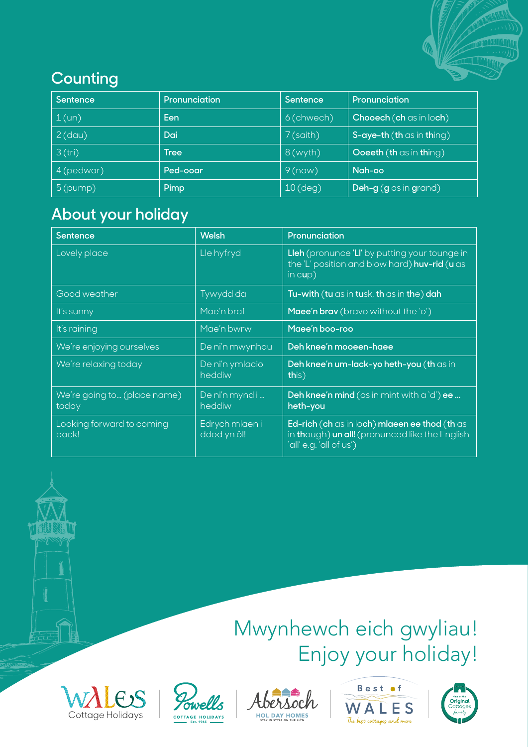## Counting

| Sentence | Pronunciation | Sentence | Pronunciation |
|---|---|---|---|
| 1 (un) | **Een** | 6 (chwech) | **Chooech** (**ch** as in lo**ch**) |
| 2 (dau) | **Dai** | 7 (saith) | **S-aye-th** (**th** as in **th**ing) |
| 3 (tri) | **Tree** | 8 (wyth) | **Ooeeth** (**th** as in **th**ing) |
| 4 (pedwar) | **Ped-ooar** | 9 (naw) | **Nah-oo** |
| 5 (pump) | **Pimp** | 10 (deg) | **Deh-g** (**g** as in **g**rand) |

## About your holiday

| Sentence | Welsh | Pronunciation |
|---|---|---|
| Lovely place | Lle hyfryd | **Lleh** (pronunce **'Ll'** by putting your tounge in the 'L' position and blow hard) **huv-rid** (**u** as in c**u**p) |
| Good weather | Tywydd da | **Tu-with** (**tu** as in **tu**sk, **th** as in **th**e) **dah** |
| It's sunny | Mae'n braf | **Maee'n brav** (bravo without the 'o') |
| It's raining | Mae'n bwrw | **Maee'n boo-roo** |
| We're enjoying ourselves | De ni'n mwynhau | **Deh knee'n mooeen-haee** |
| We're relaxing today | De ni'n ymlacio heddiw | **Deh knee'n um-lack-yo heth-you** (**th** as in **th**is) |
| We're going to... (place name) today | De ni'n mynd i ... heddiw | **Deh knee'n mind** (as in mint with a 'd') **ee ... heth-you** |
| Looking forward to coming back! | Edrych mlaen i ddod yn ôl! | **Ed-rich** (**ch** as in lo**ch**) **mlaeen ee thod** (**th** as in **th**ough) **un all!** (pronunced like the English 'all' e.g. 'all of us') |

Mwynhewch eich gwyliau!
Enjoy your holiday!

Wales Cottage Holidays | Powells Cottage Holidays Est. 1965 | Abersoch Holiday Homes Stay in style on the Llŷn | Best of Wales The best cottages and more | One of the Original Cottages family